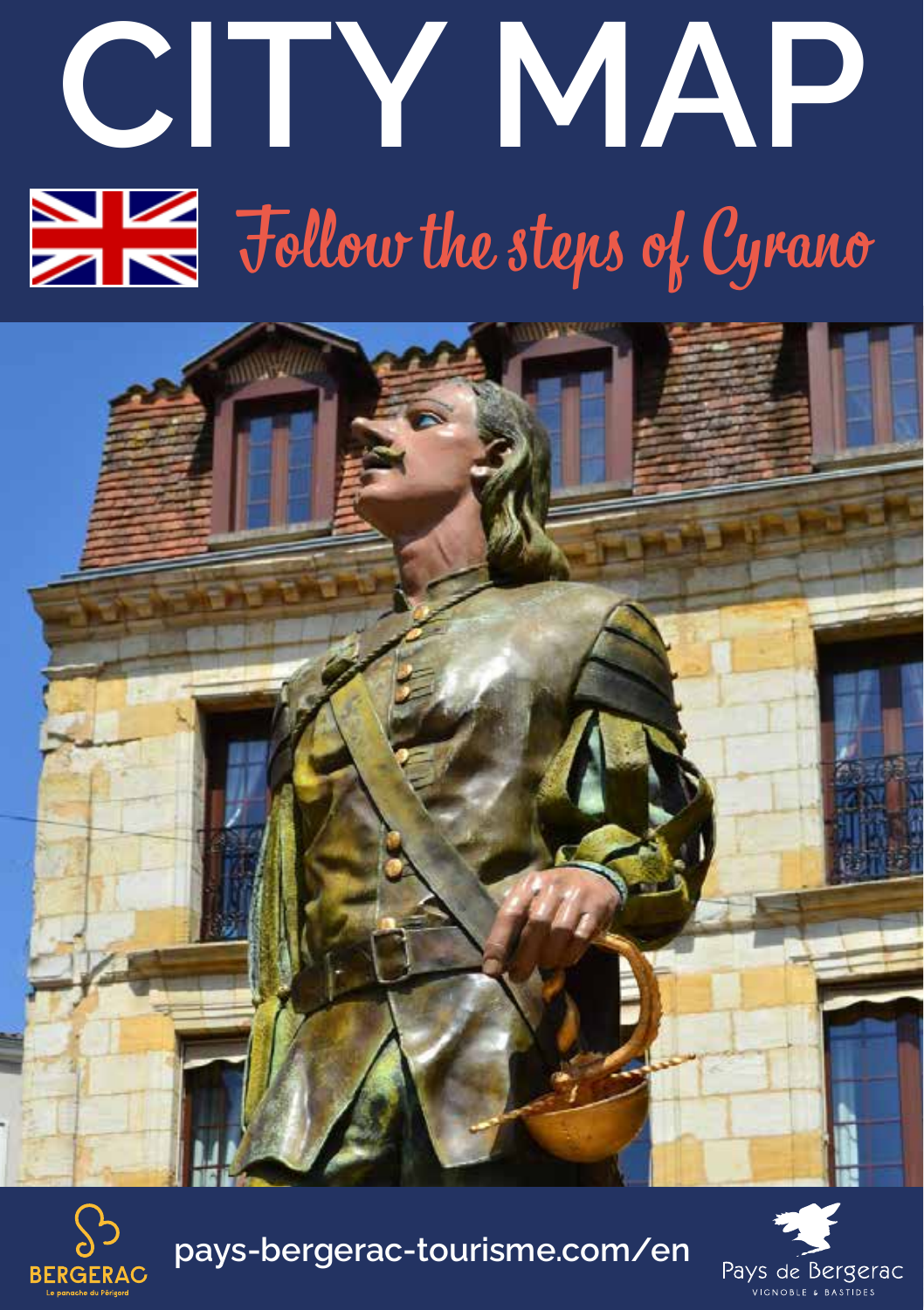# CITY MAP

## Follow the steps of Cyrano

BERGERAC
Le panache du Périgord

pays-bergerac-tourisme.com/en

Pays de Bergerac
VIGNOBLE & BASTIDES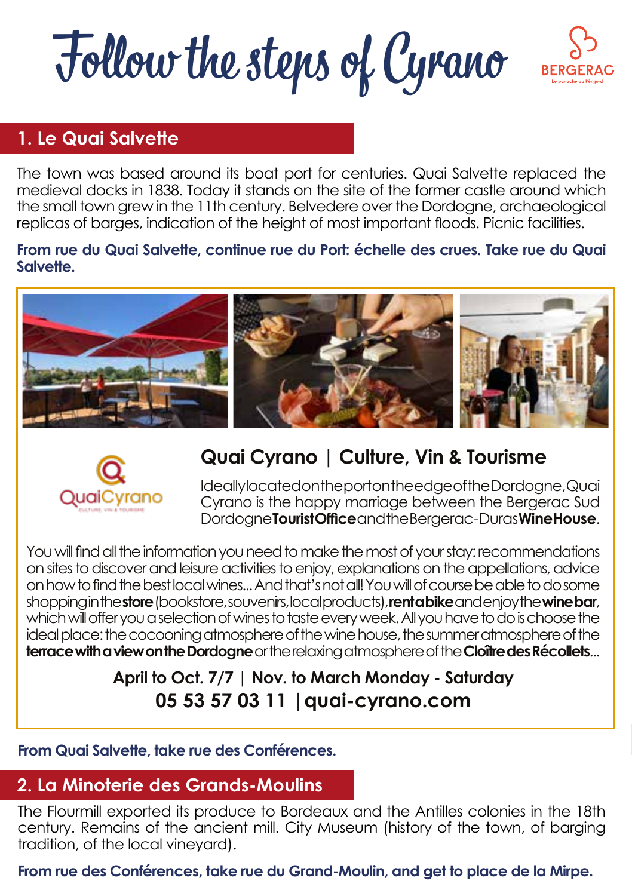# Follow the steps of Cyrano

## 1. Le Quai Salvette

The town was based around its boat port for centuries. Quai Salvette replaced the medieval docks in 1838. Today it stands on the site of the former castle around which the small town grew in the 11th century. Belvedere over the Dordogne, archaeological replicas of barges, indication of the height of most important floods. Picnic facilities.

**From rue du Quai Salvette, continue rue du Port: échelle des crues. Take rue du Quai Salvette.**

### Quai Cyrano | Culture, Vin & Tourisme

Ideally located on the port on the edge of the Dordogne, Quai Cyrano is the happy marriage between the Bergerac Sud Dordogne **Tourist Office** and the Bergerac-Duras **Wine House**.

You will find all the information you need to make the most of your stay: recommendations on sites to discover and leisure activities to enjoy, explanations on the appellations, advice on how to find the best local wines... And that's not all! You will of course be able to do some shopping in the **store** (bookstore, souvenirs, local products), **rent a bike** and enjoy the **wine bar**, which will offer you a selection of wines to taste every week. All you have to do is choose the ideal place: the cocooning atmosphere of the wine house, the summer atmosphere of the **terrace with a view on the Dordogne** or the relaxing atmosphere of the **Cloître des Récollets**...

**April to Oct. 7/7 | Nov. to March Monday - Saturday**

**05 53 57 03 11 | quai-cyrano.com**

**From Quai Salvette, take rue des Conférences.**

## 2. La Minoterie des Grands-Moulins

The Flourmill exported its produce to Bordeaux and the Antilles colonies in the 18th century. Remains of the ancient mill. City Museum (history of the town, of barging tradition, of the local vineyard).

**From rue des Conférences, take rue du Grand-Moulin, and get to place de la Mirpe.**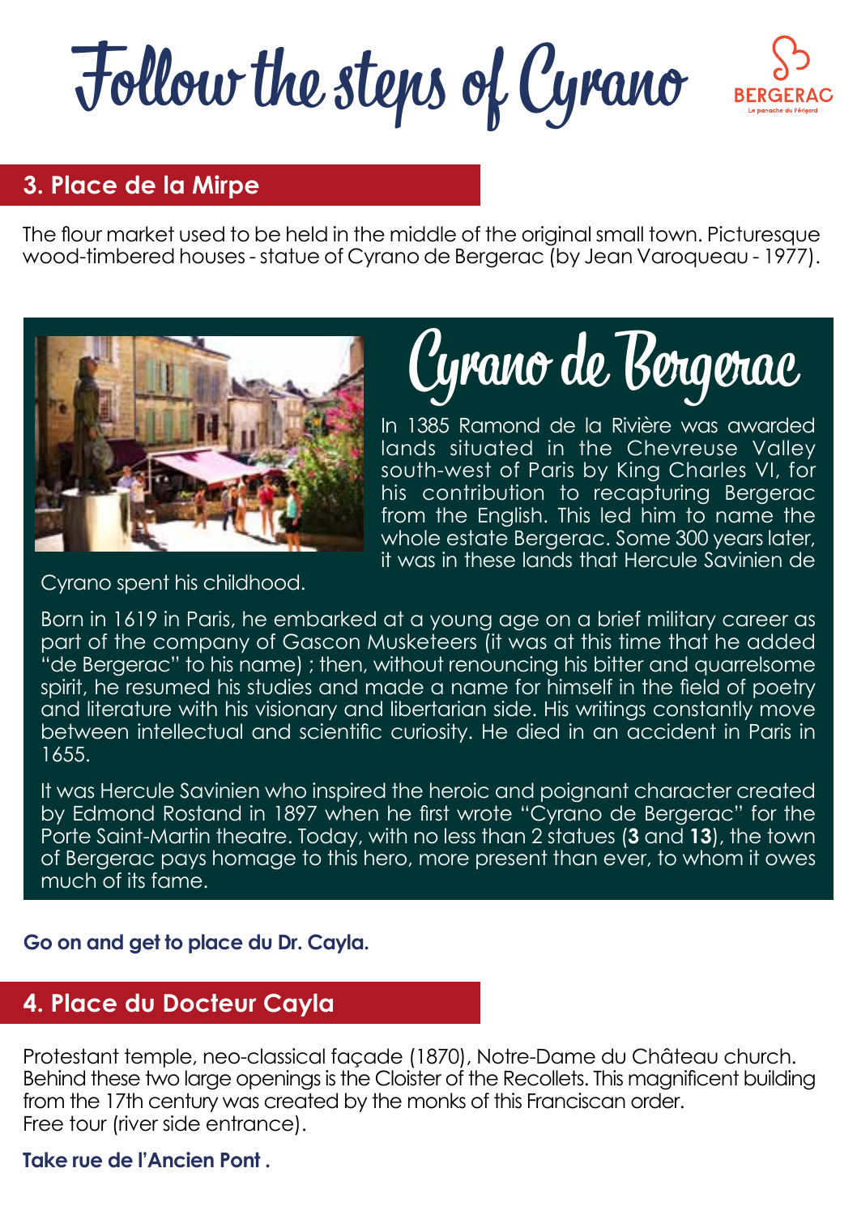# Follow the steps of Cyrano

BERGERAC
Le panache du Périgord

## 3. Place de la Mirpe

The flour market used to be held in the middle of the original small town. Picturesque wood-timbered houses - statue of Cyrano de Bergerac (by Jean Varoqueau - 1977).

### Cyrano de Bergerac

In 1385 Ramond de la Rivière was awarded lands situated in the Chevreuse Valley south-west of Paris by King Charles VI, for his contribution to recapturing Bergerac from the English. This led him to name the whole estate Bergerac. Some 300 years later, it was in these lands that Hercule Savinien de Cyrano spent his childhood.

Born in 1619 in Paris, he embarked at a young age on a brief military career as part of the company of Gascon Musketeers (it was at this time that he added "de Bergerac" to his name) ; then, without renouncing his bitter and quarrelsome spirit, he resumed his studies and made a name for himself in the field of poetry and literature with his visionary and libertarian side. His writings constantly move between intellectual and scientific curiosity. He died in an accident in Paris in 1655.

It was Hercule Savinien who inspired the heroic and poignant character created by Edmond Rostand in 1897 when he first wrote "Cyrano de Bergerac" for the Porte Saint-Martin theatre. Today, with no less than 2 statues (**3** and **13**), the town of Bergerac pays homage to this hero, more present than ever, to whom it owes much of its fame.

**Go on and get to place du Dr. Cayla.**

## 4. Place du Docteur Cayla

Protestant temple, neo-classical façade (1870), Notre-Dame du Château church. Behind these two large openings is the Cloister of the Recollets. This magnificent building from the 17th century was created by the monks of this Franciscan order.
Free tour (river side entrance).

**Take rue de l'Ancien Pont .**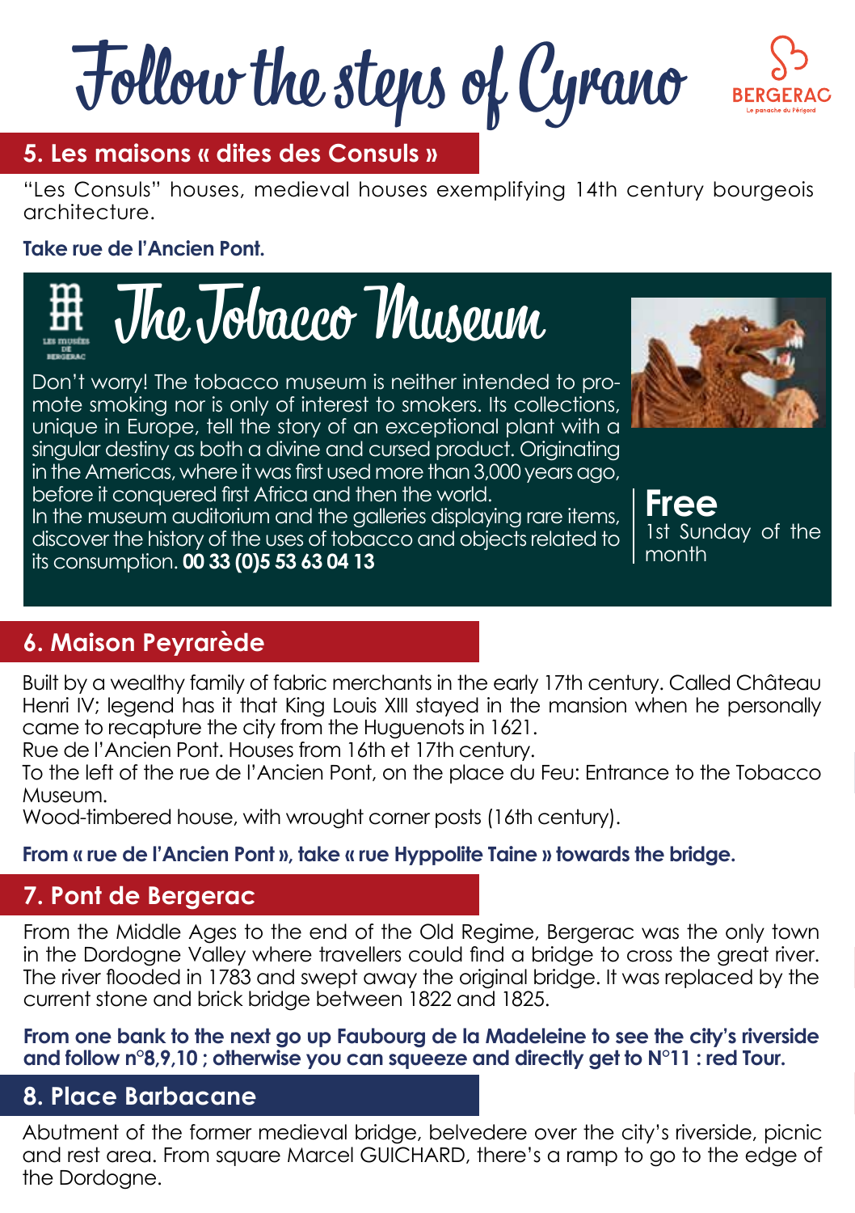# Follow the steps of Cyrano

BERGERAC
Le panache du Périgord

## 5. Les maisons « dites des Consuls »

“Les Consuls” houses, medieval houses exemplifying 14th century bourgeois architecture.

**Take rue de l’Ancien Pont.**

## The Tobacco Museum

LES MUSÉES DE BERGERAC

Don’t worry! The tobacco museum is neither intended to promote smoking nor is only of interest to smokers. Its collections, unique in Europe, tell the story of an exceptional plant with a singular destiny as both a divine and cursed product. Originating in the Americas, where it was first used more than 3,000 years ago, before it conquered first Africa and then the world.
In the museum auditorium and the galleries displaying rare items, discover the history of the uses of tobacco and objects related to its consumption. **00 33 (0)5 53 63 04 13**

**Free**
1st Sunday of the month

## 6. Maison Peyrarède

Built by a wealthy family of fabric merchants in the early 17th century. Called Château Henri IV; legend has it that King Louis XIII stayed in the mansion when he personally came to recapture the city from the Huguenots in 1621.
Rue de l’Ancien Pont. Houses from 16th et 17th century.
To the left of the rue de l’Ancien Pont, on the place du Feu: Entrance to the Tobacco Museum.
Wood-timbered house, with wrought corner posts (16th century).

**From « rue de l’Ancien Pont », take « rue Hyppolite Taine » towards the bridge.**

## 7. Pont de Bergerac

From the Middle Ages to the end of the Old Regime, Bergerac was the only town in the Dordogne Valley where travellers could find a bridge to cross the great river. The river flooded in 1783 and swept away the original bridge. It was replaced by the current stone and brick bridge between 1822 and 1825.

**From one bank to the next go up Faubourg de la Madeleine to see the city’s riverside and follow n°8,9,10 ; otherwise you can squeeze and directly get to N°11 : red Tour.**

## 8. Place Barbacane

Abutment of the former medieval bridge, belvedere over the city’s riverside, picnic and rest area. From square Marcel GUICHARD, there’s a ramp to go to the edge of the Dordogne.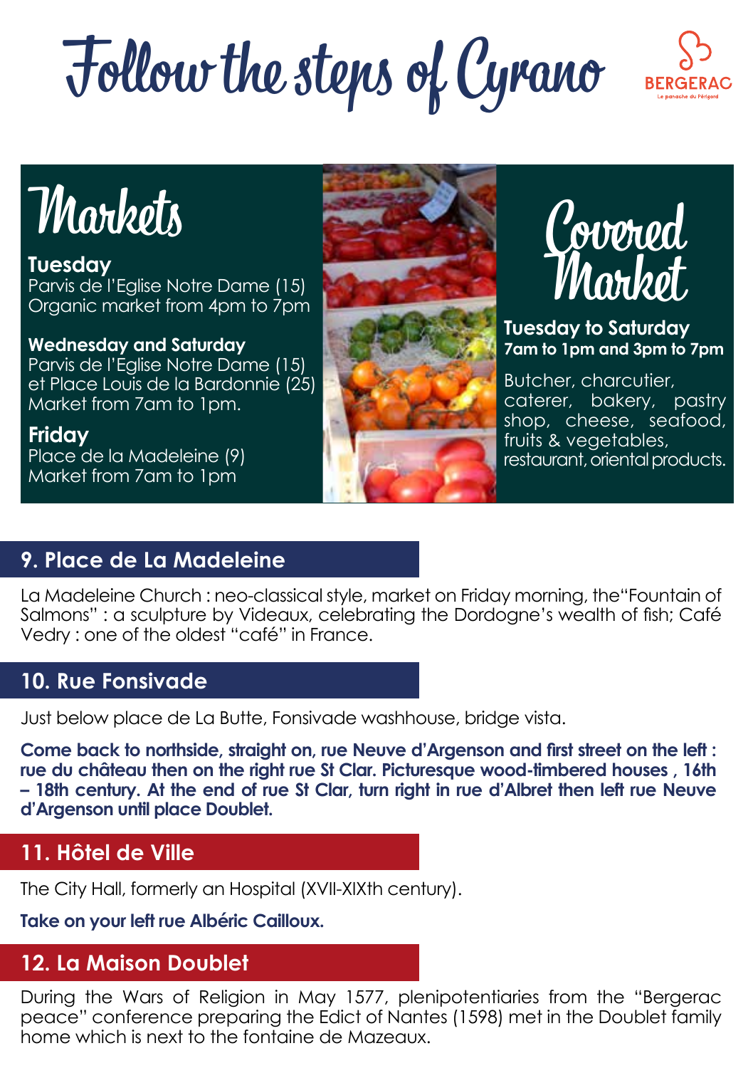# Follow the steps of Cyrano

## Markets

**Tuesday**
Parvis de l'Eglise Notre Dame (15)
Organic market from 4pm to 7pm

**Wednesday and Saturday**
Parvis de l'Eglise Notre Dame (15)
et Place Louis de la Bardonnie (25)
Market from 7am to 1pm.

**Friday**
Place de la Madeleine (9)
Market from 7am to 1pm

## Covered Market

**Tuesday to Saturday**
**7am to 1pm and 3pm to 7pm**

Butcher, charcutier, caterer, bakery, pastry shop, cheese, seafood, fruits & vegetables, restaurant, oriental products.

## 9. Place de La Madeleine

La Madeleine Church : neo-classical style, market on Friday morning, the"Fountain of Salmons" : a sculpture by Videaux, celebrating the Dordogne's wealth of fish; Café Vedry : one of the oldest "café" in France.

## 10. Rue Fonsivade

Just below place de La Butte, Fonsivade washhouse, bridge vista.

**Come back to northside, straight on, rue Neuve d'Argenson and first street on the left : rue du château then on the right rue St Clar. Picturesque wood-timbered houses , 16th – 18th century. At the end of rue St Clar, turn right in rue d'Albret then left rue Neuve d'Argenson until place Doublet.**

## 11. Hôtel de Ville

The City Hall, formerly an Hospital (XVII-XIXth century).

**Take on your left rue Albéric Cailloux.**

## 12. La Maison Doublet

During the Wars of Religion in May 1577, plenipotentiaries from the "Bergerac peace" conference preparing the Edict of Nantes (1598) met in the Doublet family home which is next to the fontaine de Mazeaux.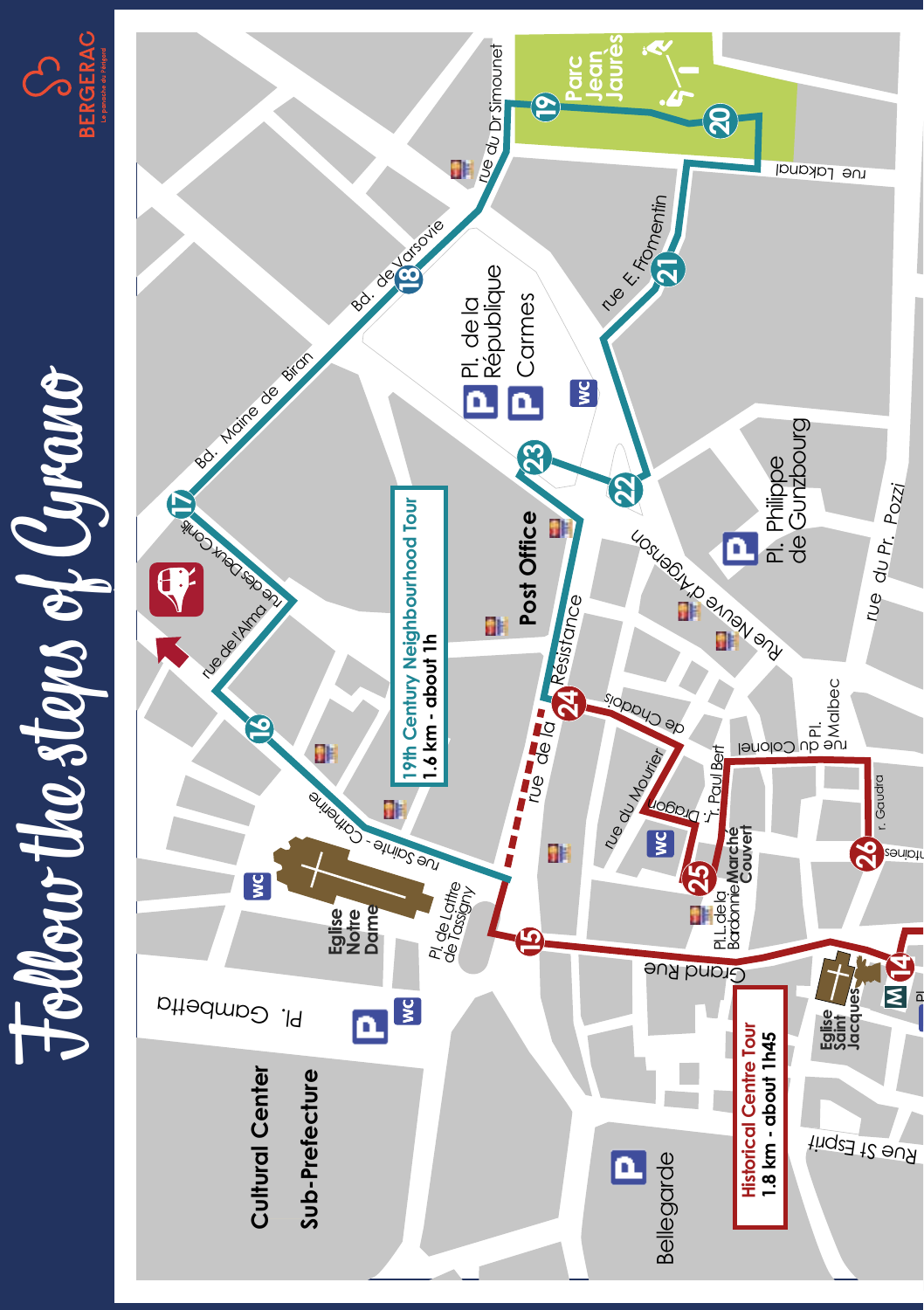# Follow the steps of Cyrano

BERGERAC
Le panache du Périgord

**19th Century Neighbourhood Tour**
**1.6 km - about 1h**

**Historical Centre Tour**
**1.8 km - about 1h45**

Parc Jean Jaurès

rue du Dr Simounet

rue Lakanal

Bd. de Varsovie

Bd. Maine de Biran

rue E. Fromentin

Pl. de la République

Carmes

WC

Pl. Philippe de Gunzbourg

rue du Pr. Pozzi

Post Office

Rue Neuve d'Argenson

rue des Deux Conils

rue de l'Alma

rue de la Résistance

rue de Chadois

rue du Mourier

r. Dragon

r. Paul Bert

rue du Colonel

Pl. du Pl.

rue Malbec

r. Gaudra

Marché Couvert

Pl. L. de la Baronnie

rue Sainte - Catherine

Eglise Notre Dame

Pl. de Lattre de Tassigny

Grand Rue

Eglise Saint Jacques

Pl. Gambetta

Cultural Center

Sub-Prefecture

Bellegarde

Rue St Esprit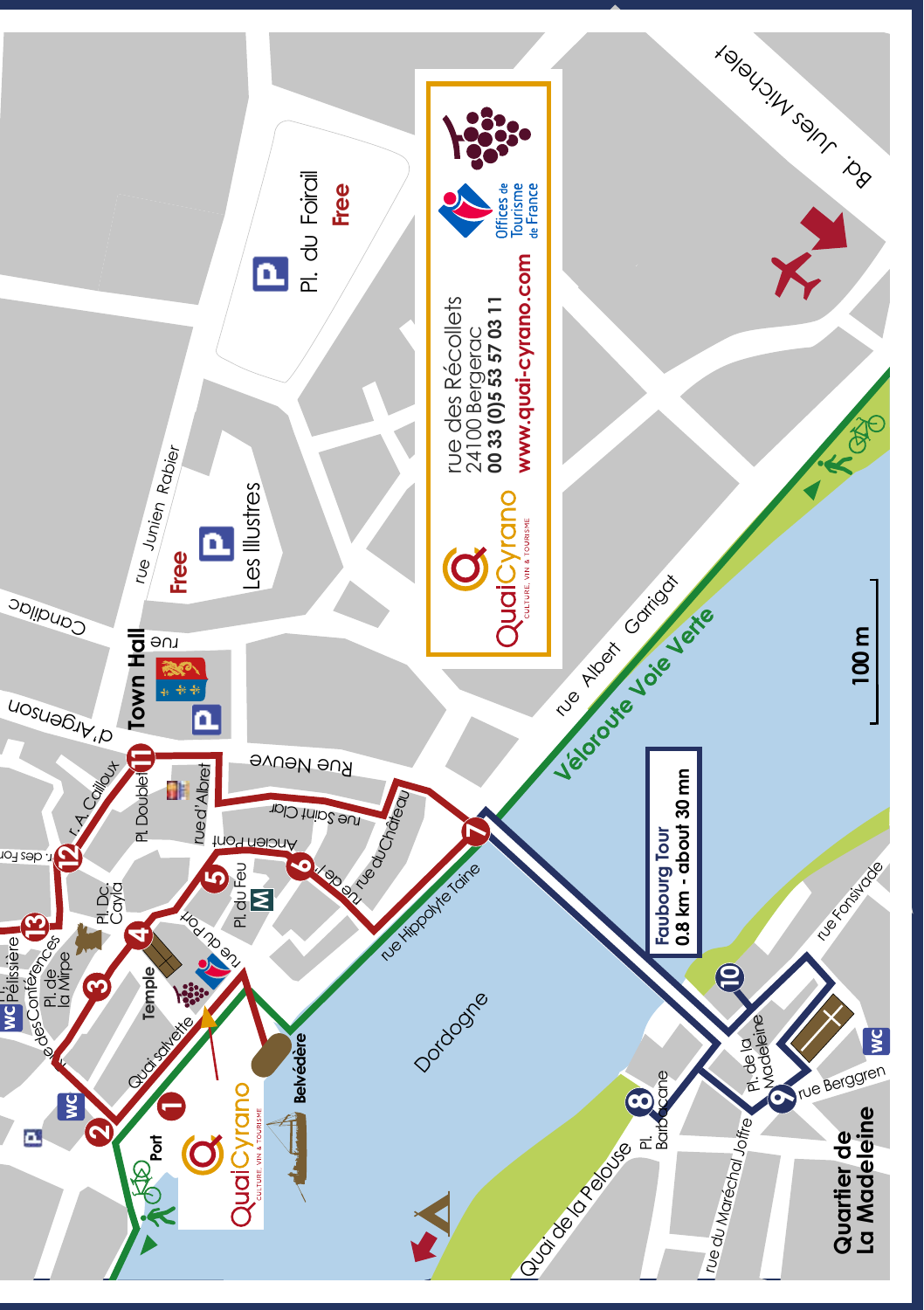QuaiCyrano
CULTURE, VIN & TOURISME

rue des Récollets
24100 Bergerac
00 33 (0)5 53 57 03 11
www.quai-cyrano.com

Offices de Tourisme de France

Faubourg Tour
0.8 km - about 30 mn

100 m

Town Hall

Pl. du Foirail
Free

Les Illustres
Free

rue Junien Rabier

Candillac

rue d'Argenson

Rue Neuve

rue Albert Garrigat

Véloroute Voie Verte

Bd. Jules Michelet

rue Saint Clar

Ancien Pont

rue du Château

rue de l'

rue Hippolyte Taine

Pl. Doublet

rue d'Albret

r. A. Cailloux

r. des Fon

Pl. Dc. Cayla

Pl. du Feu

rue du Port

Pl. Pélissière

Pl. de la Mirpe

des Conférences

Temple

Quai salvette

Belvédère

Port

Dordogne

Pl. Barbacane

Pl. de la Madeleine

rue Fonsivade

rue Berggren

rue du Maréchal Joffre

Quai de la Pelouse

Quartier de La Madeleine

WC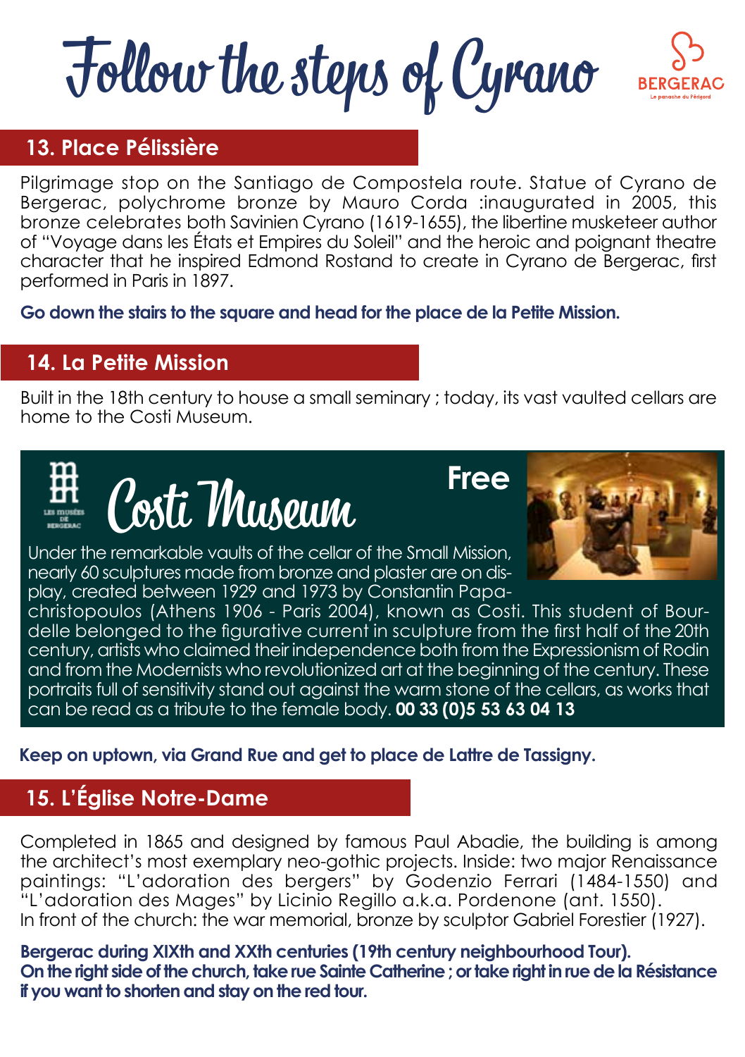# Follow the steps of Cyrano

## 13. Place Pélissière

Pilgrimage stop on the Santiago de Compostela route. Statue of Cyrano de Bergerac, polychrome bronze by Mauro Corda :inaugurated in 2005, this bronze celebrates both Savinien Cyrano (1619-1655), the libertine musketeer author of "Voyage dans les États et Empires du Soleil" and the heroic and poignant theatre character that he inspired Edmond Rostand to create in Cyrano de Bergerac, first performed in Paris in 1897.

**Go down the stairs to the square and head for the place de la Petite Mission.**

## 14. La Petite Mission

Built in the 18th century to house a small seminary ; today, its vast vaulted cellars are home to the Costi Museum.

### Costi Museum

**Free**

Under the remarkable vaults of the cellar of the Small Mission, nearly 60 sculptures made from bronze and plaster are on display, created between 1929 and 1973 by Constantin Papachristopoulos (Athens 1906 - Paris 2004), known as Costi. This student of Bourdelle belonged to the figurative current in sculpture from the first half of the 20th century, artists who claimed their independence both from the Expressionism of Rodin and from the Modernists who revolutionized art at the beginning of the century. These portraits full of sensitivity stand out against the warm stone of the cellars, as works that can be read as a tribute to the female body. **00 33 (0)5 53 63 04 13**

**Keep on uptown, via Grand Rue and get to place de Lattre de Tassigny.**

## 15. L'Église Notre-Dame

Completed in 1865 and designed by famous Paul Abadie, the building is among the architect's most exemplary neo-gothic projects. Inside: two major Renaissance paintings: "L'adoration des bergers" by Godenzio Ferrari (1484-1550) and "L'adoration des Mages" by Licinio Regillo a.k.a. Pordenone (ant. 1550).
In front of the church: the war memorial, bronze by sculptor Gabriel Forestier (1927).

**Bergerac during XIXth and XXth centuries (19th century neighbourhood Tour).**
**On the right side of the church, take rue Sainte Catherine ; or take right in rue de la Résistance if you want to shorten and stay on the red tour.**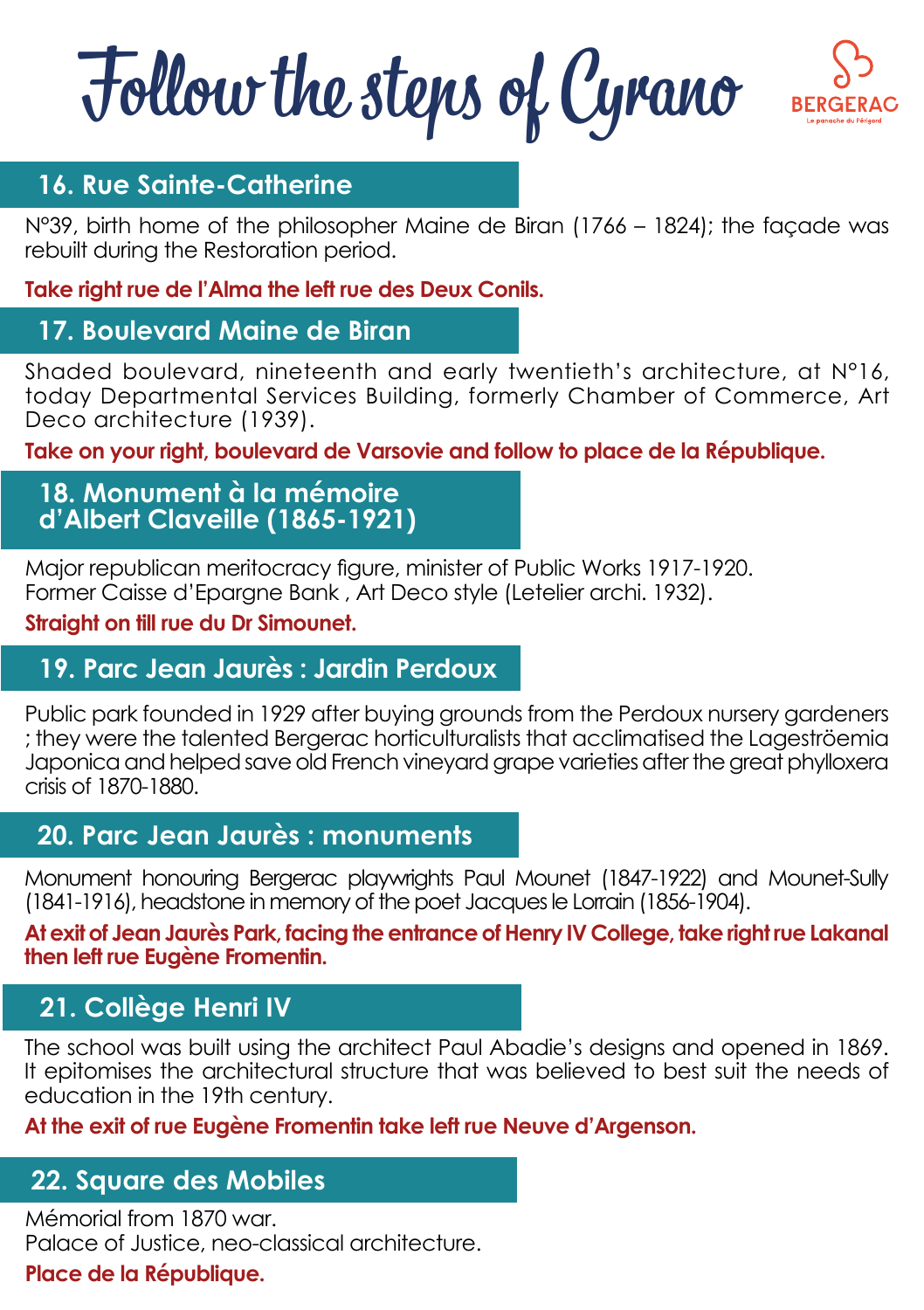# Follow the steps of Cyrano

BERGERAC
Le panache du Périgord

## 16. Rue Sainte-Catherine

N°39, birth home of the philosopher Maine de Biran (1766 – 1824); the façade was rebuilt during the Restoration period.

**Take right rue de l'Alma the left rue des Deux Conils.**

## 17. Boulevard Maine de Biran

Shaded boulevard, nineteenth and early twentieth's architecture, at N°16, today Departmental Services Building, formerly Chamber of Commerce, Art Deco architecture (1939).

**Take on your right, boulevard de Varsovie and follow to place de la République.**

## 18. Monument à la mémoire d'Albert Claveille (1865-1921)

Major republican meritocracy figure, minister of Public Works 1917-1920.
Former Caisse d'Epargne Bank , Art Deco style (Letelier archi. 1932).

**Straight on till rue du Dr Simounet.**

## 19. Parc Jean Jaurès : Jardin Perdoux

Public park founded in 1929 after buying grounds from the Perdoux nursery gardeners ; they were the talented Bergerac horticulturalists that acclimatised the Lageströemia Japonica and helped save old French vineyard grape varieties after the great phylloxera crisis of 1870-1880.

## 20. Parc Jean Jaurès : monuments

Monument honouring Bergerac playwrights Paul Mounet (1847-1922) and Mounet-Sully (1841-1916), headstone in memory of the poet Jacques le Lorrain (1856-1904).

**At exit of Jean Jaurès Park, facing the entrance of Henry IV College, take right rue Lakanal then left rue Eugène Fromentin.**

## 21. Collège Henri IV

The school was built using the architect Paul Abadie's designs and opened in 1869. It epitomises the architectural structure that was believed to best suit the needs of education in the 19th century.

**At the exit of rue Eugène Fromentin take left rue Neuve d'Argenson.**

## 22. Square des Mobiles

Mémorial from 1870 war.
Palace of Justice, neo-classical architecture.

**Place de la République.**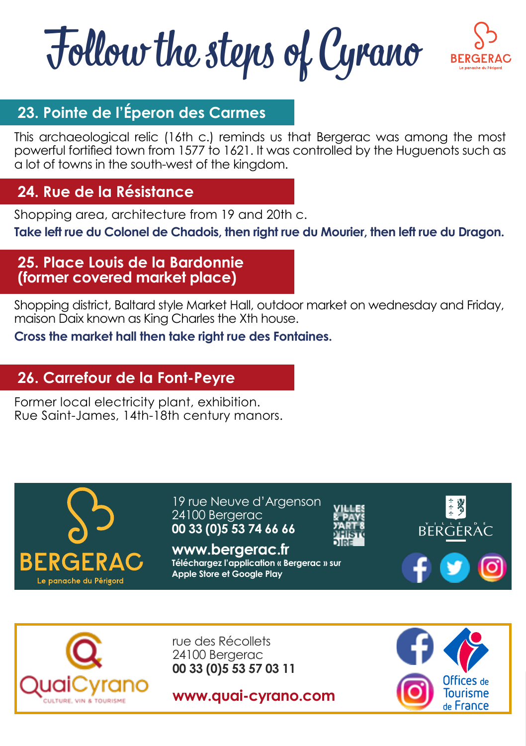# Follow the steps of Cyrano

BERGERAC
Le panache du Périgord

## 23. Pointe de l'Éperon des Carmes

This archaeological relic (16th c.) reminds us that Bergerac was among the most powerful fortified town from 1577 to 1621. It was controlled by the Huguenots such as a lot of towns in the south-west of the kingdom.

## 24. Rue de la Résistance

Shopping area, architecture from 19 and 20th c.

**Take left rue du Colonel de Chadois, then right rue du Mourier, then left rue du Dragon.**

## 25. Place Louis de la Bardonnie (former covered market place)

Shopping district, Baltard style Market Hall, outdoor market on wednesday and Friday, maison Daix known as King Charles the Xth house.

**Cross the market hall then take right rue des Fontaines.**

## 26. Carrefour de la Font-Peyre

Former local electricity plant, exhibition.
Rue Saint-James, 14th-18th century manors.

BERGERAC
Le panache du Périgord

19 rue Neuve d'Argenson
24100 Bergerac
**00 33 (0)5 53 74 66 66**

**www.bergerac.fr**
**Téléchargez l'application « Bergerac » sur Apple Store et Google Play**

VILLES & PAYS D'ART & D'HISTOIRE

VILLE DE BERGERAC

QuaiCyrano
CULTURE, VIN & TOURISME

rue des Récollets
24100 Bergerac
**00 33 (0)5 53 57 03 11**

**www.quai-cyrano.com**

Offices de Tourisme de France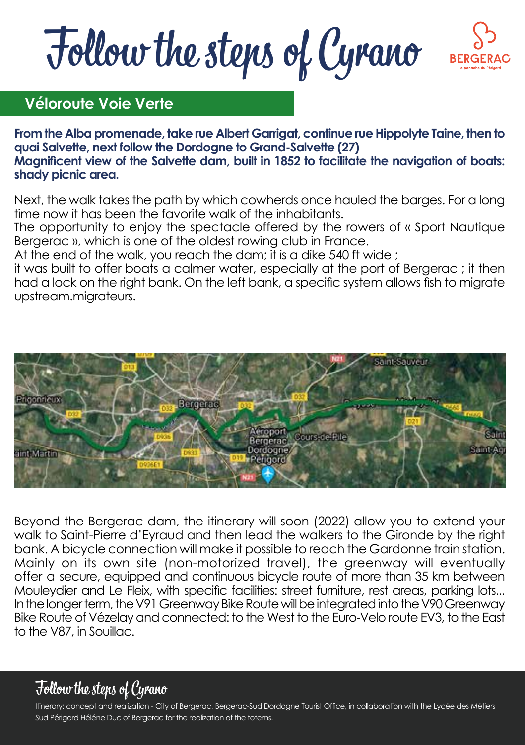# Follow the steps of Cyrano

## Véloroute Voie Verte

**From the Alba promenade, take rue Albert Garrigat, continue rue Hippolyte Taine, then to quai Salvette, next follow the Dordogne to Grand-Salvette (27)**
**Magnificent view of the Salvette dam, built in 1852 to facilitate the navigation of boats: shady picnic area.**

Next, the walk takes the path by which cowherds once hauled the barges. For a long time now it has been the favorite walk of the inhabitants.
The opportunity to enjoy the spectacle offered by the rowers of « Sport Nautique Bergerac », which is one of the oldest rowing club in France.
At the end of the walk, you reach the dam; it is a dike 540 ft wide ;
it was built to offer boats a calmer water, especially at the port of Bergerac ; it then had a lock on the right bank. On the left bank, a specific system allows fish to migrate upstream.migrateurs.

Beyond the Bergerac dam, the itinerary will soon (2022) allow you to extend your walk to Saint-Pierre d'Eyraud and then lead the walkers to the Gironde by the right bank. A bicycle connection will make it possible to reach the Gardonne train station. Mainly on its own site (non-motorized travel), the greenway will eventually offer a secure, equipped and continuous bicycle route of more than 35 km between Mouleydier and Le Fleix, with specific facilities: street furniture, rest areas, parking lots... In the longer term, the V91 Greenway Bike Route will be integrated into the V90 Greenway Bike Route of Vézelay and connected: to the West to the Euro-Velo route EV3, to the East to the V87, in Souillac.

Follow the steps of Cyrano

Itinerary: concept and realization - City of Bergerac, Bergerac-Sud Dordogne Tourist Office, in collaboration with the Lycée des Métiers Sud Périgord Héléne Duc of Bergerac for the realization of the totems.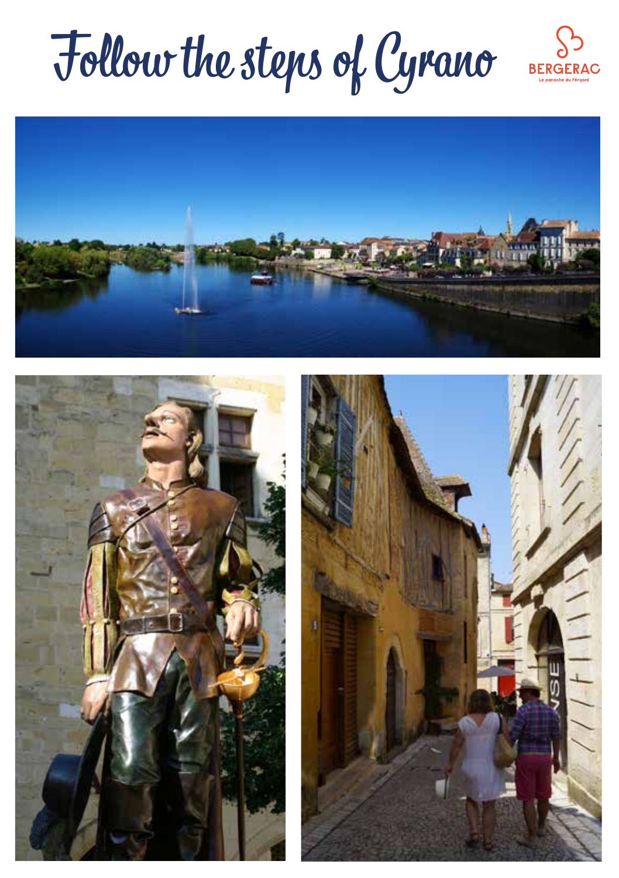# Follow the steps of Cyrano

BERGERAC

Le panache du Périgord